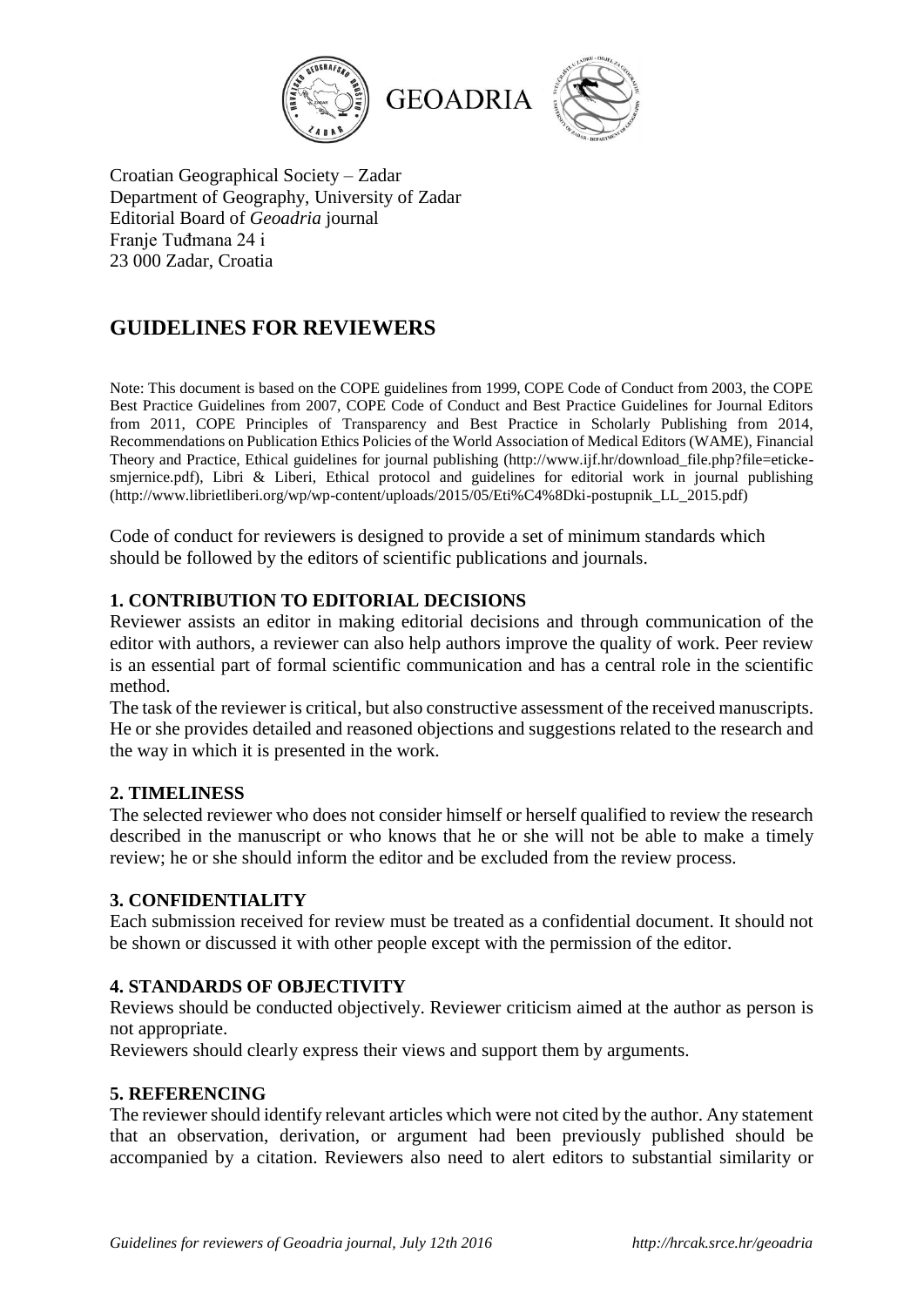GEOADRIA

Croatian Geographical Society – Zadar
Department of Geography, University of Zadar
Editorial Board of *Geoadria* journal
Franje Tuđmana 24 i
23 000 Zadar, Croatia

# GUIDELINES FOR REVIEWERS

Note: This document is based on the COPE guidelines from 1999, COPE Code of Conduct from 2003, the COPE Best Practice Guidelines from 2007, COPE Code of Conduct and Best Practice Guidelines for Journal Editors from 2011, COPE Principles of Transparency and Best Practice in Scholarly Publishing from 2014, Recommendations on Publication Ethics Policies of the World Association of Medical Editors (WAME), Financial Theory and Practice, Ethical guidelines for journal publishing (http://www.ijf.hr/download_file.php?file=eticke-smjernice.pdf), Libri & Liberi, Ethical protocol and guidelines for editorial work in journal publishing (http://www.librietliberi.org/wp/wp-content/uploads/2015/05/Eti%C4%8Dki-postupnik_LL_2015.pdf)

Code of conduct for reviewers is designed to provide a set of minimum standards which should be followed by the editors of scientific publications and journals.

**1. CONTRIBUTION TO EDITORIAL DECISIONS**

Reviewer assists an editor in making editorial decisions and through communication of the editor with authors, a reviewer can also help authors improve the quality of work. Peer review is an essential part of formal scientific communication and has a central role in the scientific method.

The task of the reviewer is critical, but also constructive assessment of the received manuscripts. He or she provides detailed and reasoned objections and suggestions related to the research and the way in which it is presented in the work.

**2. TIMELINESS**

The selected reviewer who does not consider himself or herself qualified to review the research described in the manuscript or who knows that he or she will not be able to make a timely review; he or she should inform the editor and be excluded from the review process.

**3. CONFIDENTIALITY**

Each submission received for review must be treated as a confidential document. It should not be shown or discussed it with other people except with the permission of the editor.

**4. STANDARDS OF OBJECTIVITY**

Reviews should be conducted objectively. Reviewer criticism aimed at the author as person is not appropriate.

Reviewers should clearly express their views and support them by arguments.

**5. REFERENCING**

The reviewer should identify relevant articles which were not cited by the author. Any statement that an observation, derivation, or argument had been previously published should be accompanied by a citation. Reviewers also need to alert editors to substantial similarity or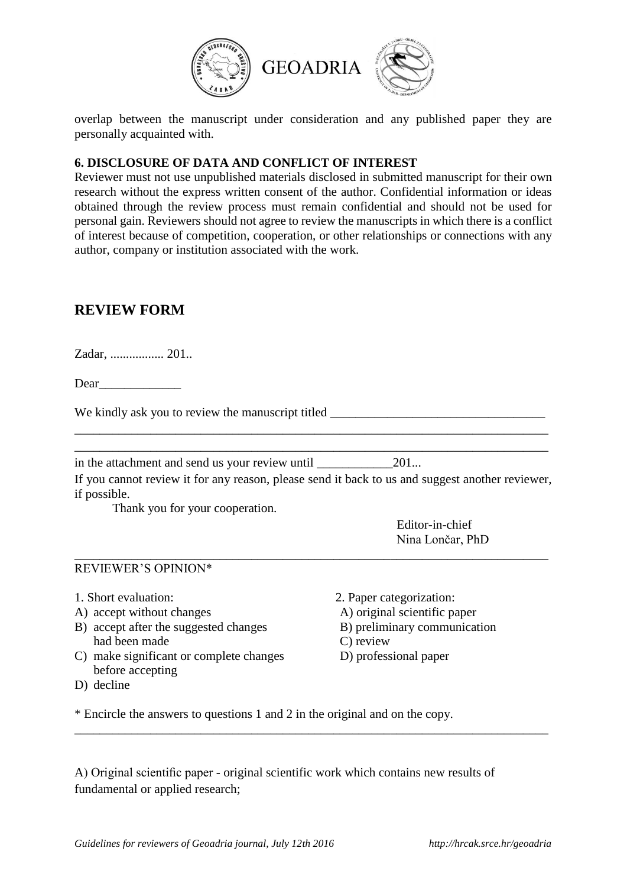overlap between the manuscript under consideration and any published paper they are personally acquainted with.

**6. DISCLOSURE OF DATA AND CONFLICT OF INTEREST**

Reviewer must not use unpublished materials disclosed in submitted manuscript for their own research without the express written consent of the author. Confidential information or ideas obtained through the review process must remain confidential and should not be used for personal gain. Reviewers should not agree to review the manuscripts in which there is a conflict of interest because of competition, cooperation, or other relationships or connections with any author, company or institution associated with the work.

## REVIEW FORM

Zadar, ................. 201..

Dear_____________

We kindly ask you to review the manuscript titled __________________________________
____________________________________________________________________________
____________________________________________________________________________
in the attachment and send us your review until ____________201...

If you cannot review it for any reason, please send it back to us and suggest another reviewer, if possible.

Thank you for your cooperation.

Editor-in-chief
Nina Lončar, PhD

---

REVIEWER'S OPINION*

1. Short evaluation:
A) accept without changes
B) accept after the suggested changes had been made
C) make significant or complete changes before accepting
D) decline

2. Paper categorization:
A) original scientific paper
B) preliminary communication
C) review
D) professional paper

\* Encircle the answers to questions 1 and 2 in the original and on the copy.

---

A) Original scientific paper - original scientific work which contains new results of fundamental or applied research;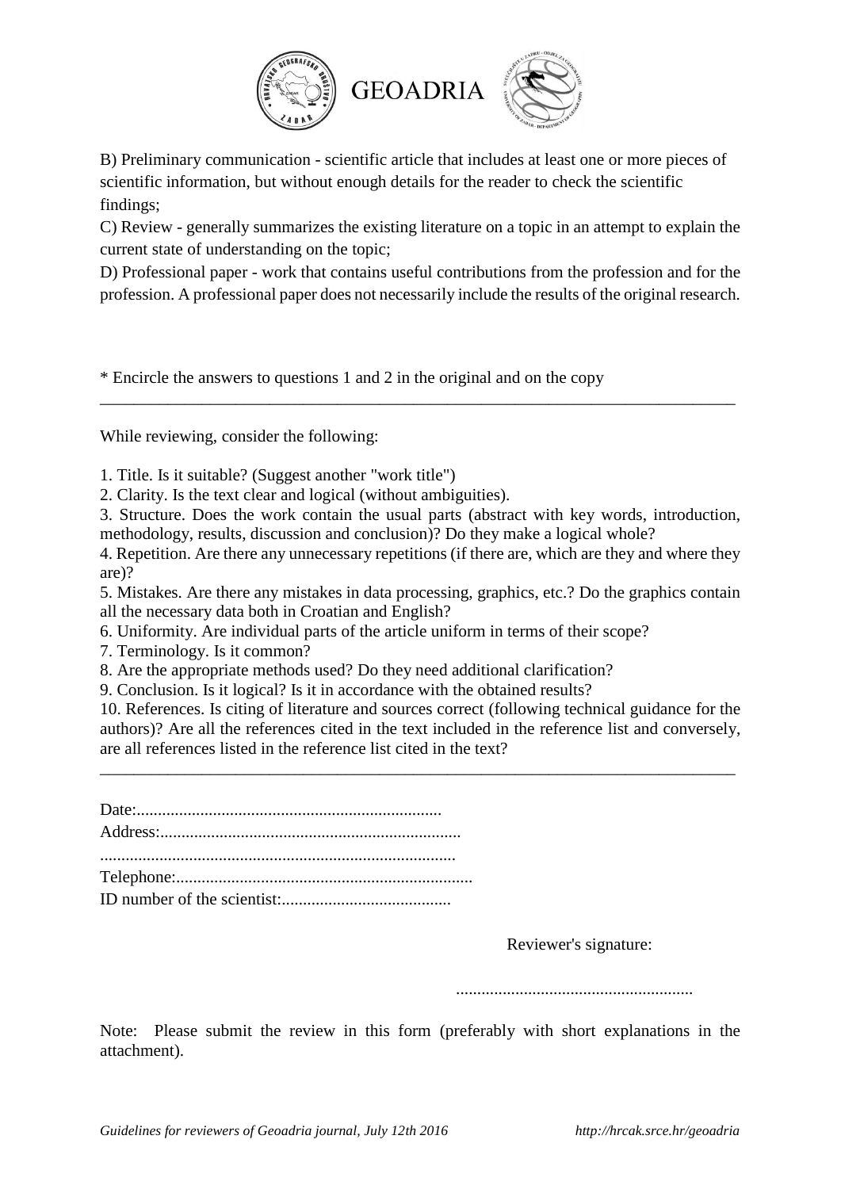B) Preliminary communication - scientific article that includes at least one or more pieces of scientific information, but without enough details for the reader to check the scientific findings;

C) Review - generally summarizes the existing literature on a topic in an attempt to explain the current state of understanding on the topic;

D) Professional paper - work that contains useful contributions from the profession and for the profession. A professional paper does not necessarily include the results of the original research.

* Encircle the answers to questions 1 and 2 in the original and on the copy

---

While reviewing, consider the following:

1. Title. Is it suitable? (Suggest another "work title")
2. Clarity. Is the text clear and logical (without ambiguities).
3. Structure. Does the work contain the usual parts (abstract with key words, introduction, methodology, results, discussion and conclusion)? Do they make a logical whole?
4. Repetition. Are there any unnecessary repetitions (if there are, which are they and where they are)?
5. Mistakes. Are there any mistakes in data processing, graphics, etc.? Do the graphics contain all the necessary data both in Croatian and English?
6. Uniformity. Are individual parts of the article uniform in terms of their scope?
7. Terminology. Is it common?
8. Are the appropriate methods used? Do they need additional clarification?
9. Conclusion. Is it logical? Is it in accordance with the obtained results?
10. References. Is citing of literature and sources correct (following technical guidance for the authors)? Are all the references cited in the text included in the reference list and conversely, are all references listed in the reference list cited in the text?

---

Date:........................................................................

Address:......................................................................

...................................................................................

Telephone:.....................................................................

ID number of the scientist:........................................

Reviewer's signature:

.......................................................

Note: Please submit the review in this form (preferably with short explanations in the attachment).